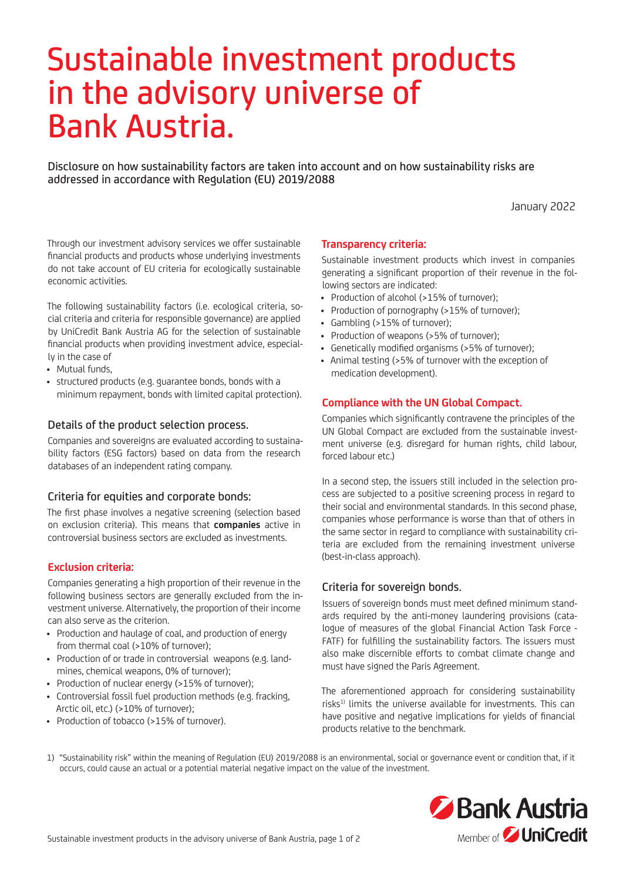# Sustainable investment products in the advisory universe of Bank Austria.

Disclosure on how sustainability factors are taken into account and on how sustainability risks are addressed in accordance with Regulation (EU) 2019/2088

January 2022

Through our investment advisory services we offer sustainable financial products and products whose underlying investments do not take account of EU criteria for ecologically sustainable economic activities.

The following sustainability factors (i.e. ecological criteria, social criteria and criteria for responsible governance) are applied by UniCredit Bank Austria AG for the selection of sustainable financial products when providing investment advice, especially in the case of

- Mutual funds,
- structured products (e.g. guarantee bonds, bonds with a minimum repayment, bonds with limited capital protection).

## Details of the product selection process.

Companies and sovereigns are evaluated according to sustainability factors (ESG factors) based on data from the research databases of an independent rating company.

## Criteria for equities and corporate bonds:

The first phase involves a negative screening (selection based on exclusion criteria). This means that **companies** active in controversial business sectors are excluded as investments.

### Exclusion criteria:

Companies generating a high proportion of their revenue in the following business sectors are generally excluded from the investment universe. Alternatively, the proportion of their income can also serve as the criterion.

- Production and haulage of coal, and production of energy from thermal coal (>10% of turnover);
- Production of or trade in controversial weapons (e.g. landmines, chemical weapons, 0% of turnover);
- Production of nuclear energy (>15% of turnover);
- Controversial fossil fuel production methods (e.g. fracking, Arctic oil, etc.) (>10% of turnover);
- Production of tobacco (>15% of turnover).

### Transparency criteria:

Sustainable investment products which invest in companies generating a significant proportion of their revenue in the following sectors are indicated:

- Production of alcohol (>15% of turnover);
- Production of pornography (>15% of turnover);
- Gambling (>15% of turnover);
- Production of weapons (>5% of turnover);
- Genetically modified organisms (>5% of turnover);
- Animal testing (>5% of turnover with the exception of medication development).

### Compliance with the UN Global Compact.

Companies which significantly contravene the principles of the UN Global Compact are excluded from the sustainable investment universe (e.g. disregard for human rights, child labour, forced labour etc.)

In a second step, the issuers still included in the selection process are subjected to a positive screening process in regard to their social and environmental standards. In this second phase, companies whose performance is worse than that of others in the same sector in regard to compliance with sustainability criteria are excluded from the remaining investment universe (best-in-class approach).

## Criteria for sovereign bonds.

Issuers of sovereign bonds must meet defined minimum standards required by the anti-money laundering provisions (catalogue of measures of the global Financial Action Task Force - FATF) for fulfilling the sustainability factors. The issuers must also make discernible efforts to combat climate change and must have signed the Paris Agreement.

The aforementioned approach for considering sustainability risks[1)] limits the universe available for investments. This can have positive and negative implications for yields of financial products relative to the benchmark.

1) "Sustainability risk" within the meaning of Regulation (EU) 2019/2088 is an environmental, social or governance event or condition that, if it occurs, could cause an actual or a potential material negative impact on the value of the investment.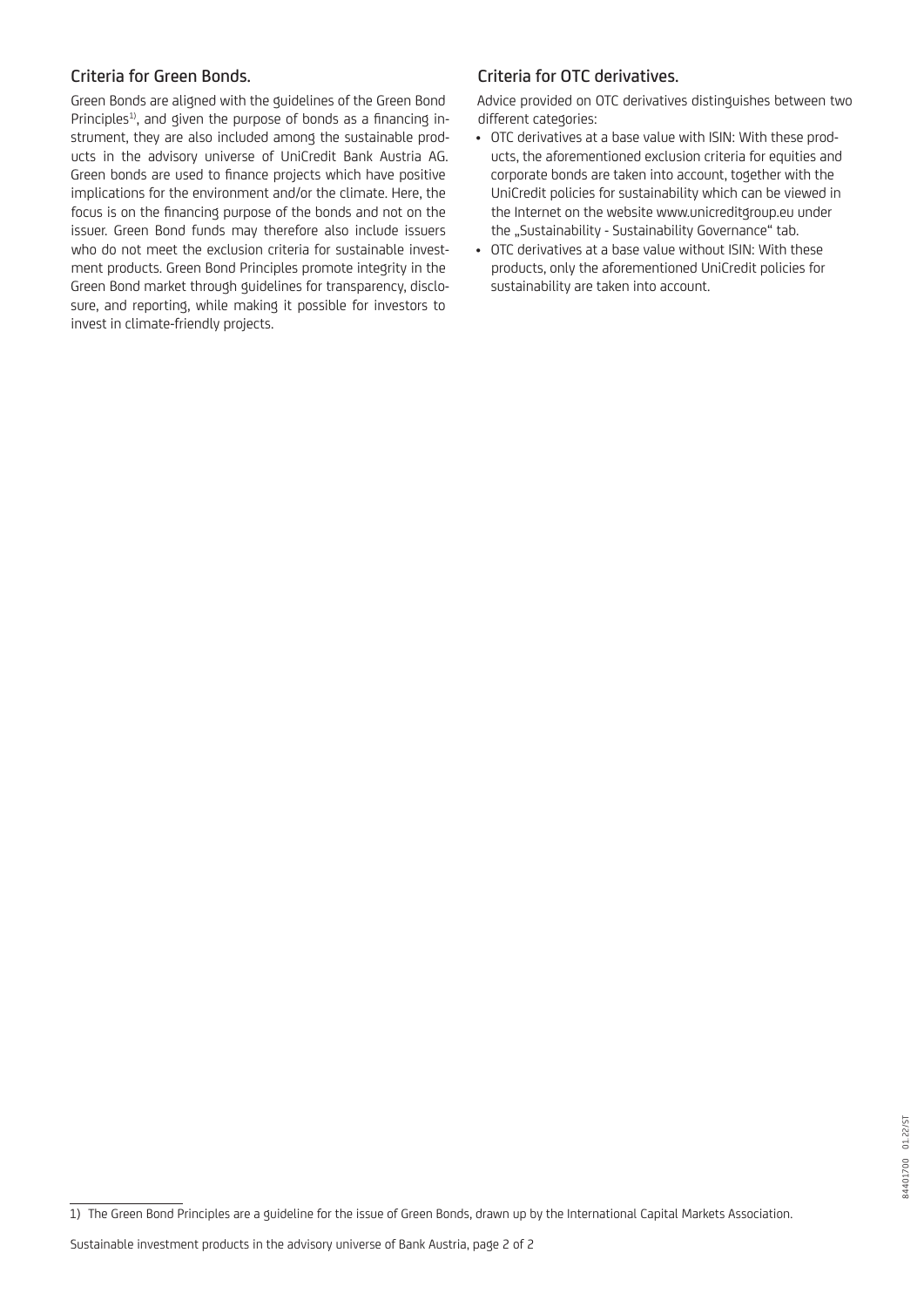## Criteria for Green Bonds.

Green Bonds are aligned with the guidelines of the Green Bond Principles[1], and given the purpose of bonds as a financing instrument, they are also included among the sustainable products in the advisory universe of UniCredit Bank Austria AG. Green bonds are used to finance projects which have positive implications for the environment and/or the climate. Here, the focus is on the financing purpose of the bonds and not on the issuer. Green Bond funds may therefore also include issuers who do not meet the exclusion criteria for sustainable investment products. Green Bond Principles promote integrity in the Green Bond market through guidelines for transparency, disclosure, and reporting, while making it possible for investors to invest in climate-friendly projects.

## Criteria for OTC derivatives.

Advice provided on OTC derivatives distinguishes between two different categories:

- OTC derivatives at a base value with ISIN: With these products, the aforementioned exclusion criteria for equities and corporate bonds are taken into account, together with the UniCredit policies for sustainability which can be viewed in the Internet on the website www.unicreditgroup.eu under the „Sustainability - Sustainability Governance“ tab.
- OTC derivatives at a base value without ISIN: With these products, only the aforementioned UniCredit policies for sustainability are taken into account.

1) The Green Bond Principles are a guideline for the issue of Green Bonds, drawn up by the International Capital Markets Association.

84401700 01.22/ST